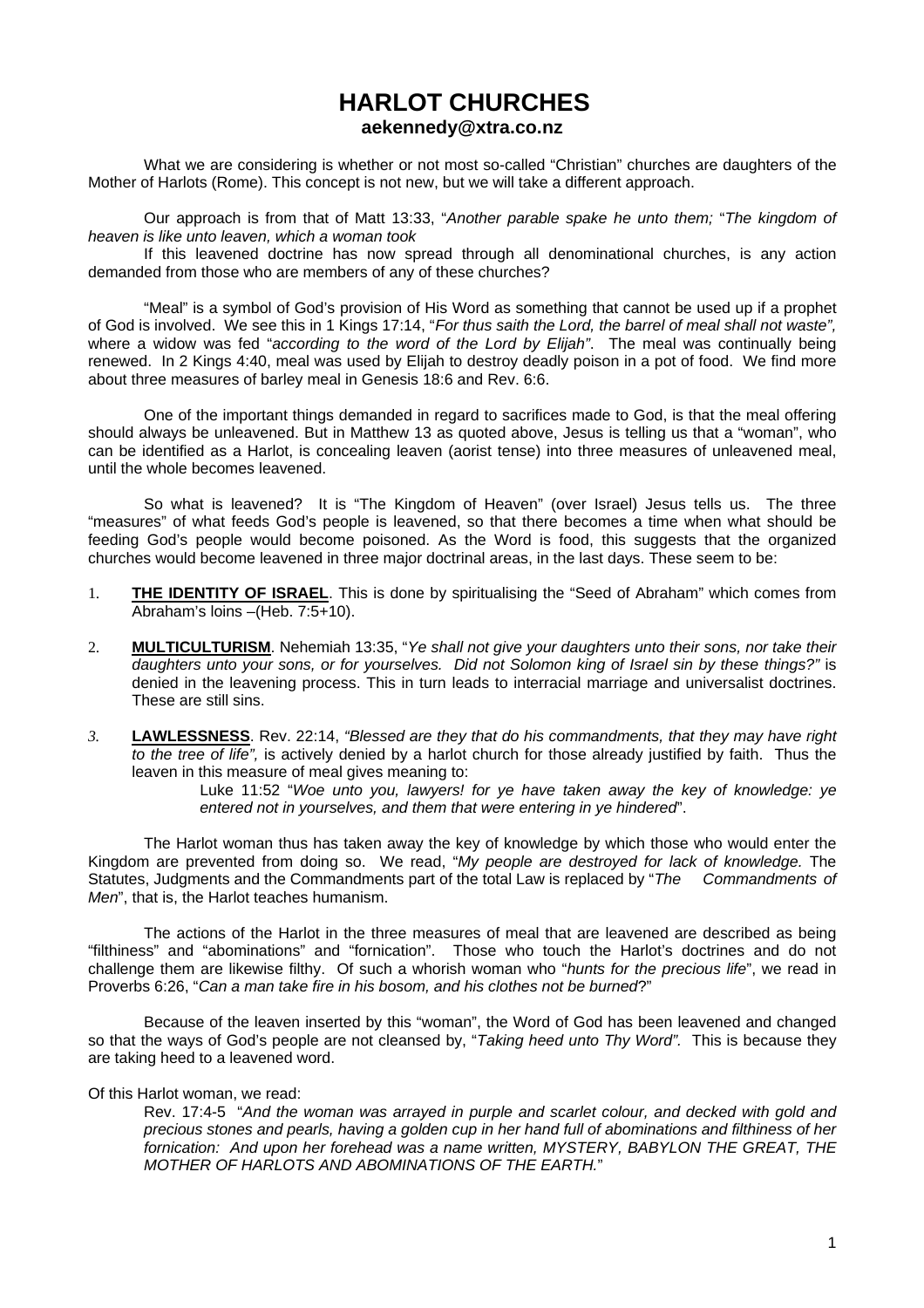# HARLOT CHURCHES

**aekennedy@xtra.co.nz**

What we are considering is whether or not most so-called "Christian" churches are daughters of the Mother of Harlots (Rome). This concept is not new, but we will take a different approach.

Our approach is from that of Matt 13:33, "*Another parable spake he unto them;* "*The kingdom of heaven is like unto leaven, which a woman took*

If this leavened doctrine has now spread through all denominational churches, is any action demanded from those who are members of any of these churches?

"Meal" is a symbol of God's provision of His Word as something that cannot be used up if a prophet of God is involved. We see this in 1 Kings 17:14, "*For thus saith the Lord, the barrel of meal shall not waste",* where a widow was fed "*according to the word of the Lord by Elijah"*. The meal was continually being renewed. In 2 Kings 4:40, meal was used by Elijah to destroy deadly poison in a pot of food. We find more about three measures of barley meal in Genesis 18:6 and Rev. 6:6.

One of the important things demanded in regard to sacrifices made to God, is that the meal offering should always be unleavened. But in Matthew 13 as quoted above, Jesus is telling us that a "woman", who can be identified as a Harlot, is concealing leaven (aorist tense) into three measures of unleavened meal, until the whole becomes leavened.

So what is leavened? It is "The Kingdom of Heaven" (over Israel) Jesus tells us. The three "measures" of what feeds God's people is leavened, so that there becomes a time when what should be feeding God's people would become poisoned. As the Word is food, this suggests that the organized churches would become leavened in three major doctrinal areas, in the last days. These seem to be:

1. **THE IDENTITY OF ISRAEL**. This is done by spiritualising the "Seed of Abraham" which comes from Abraham's loins –(Heb. 7:5+10).

2. **MULTICULTURISM**. Nehemiah 13:35, "*Ye shall not give your daughters unto their sons, nor take their daughters unto your sons, or for yourselves. Did not Solomon king of Israel sin by these things?"* is denied in the leavening process. This in turn leads to interracial marriage and universalist doctrines. These are still sins.

3. **LAWLESSNESS**. Rev. 22:14, *"Blessed are they that do his commandments, that they may have right to the tree of life",* is actively denied by a harlot church for those already justified by faith. Thus the leaven in this measure of meal gives meaning to:

   > Luke 11:52 "*Woe unto you, lawyers! for ye have taken away the key of knowledge: ye entered not in yourselves, and them that were entering in ye hindered*".

The Harlot woman thus has taken away the key of knowledge by which those who would enter the Kingdom are prevented from doing so. We read, "*My people are destroyed for lack of knowledge.* The Statutes, Judgments and the Commandments part of the total Law is replaced by "*The Commandments of Men*", that is, the Harlot teaches humanism.

The actions of the Harlot in the three measures of meal that are leavened are described as being "filthiness" and "abominations" and "fornication". Those who touch the Harlot's doctrines and do not challenge them are likewise filthy. Of such a whorish woman who "*hunts for the precious life*", we read in Proverbs 6:26, "*Can a man take fire in his bosom, and his clothes not be burned*?"

Because of the leaven inserted by this "woman", the Word of God has been leavened and changed so that the ways of God's people are not cleansed by, "*Taking heed unto Thy Word".* This is because they are taking heed to a leavened word.

Of this Harlot woman, we read:

> Rev. 17:4-5 "*And the woman was arrayed in purple and scarlet colour, and decked with gold and precious stones and pearls, having a golden cup in her hand full of abominations and filthiness of her fornication: And upon her forehead was a name written, MYSTERY, BABYLON THE GREAT, THE MOTHER OF HARLOTS AND ABOMINATIONS OF THE EARTH.*"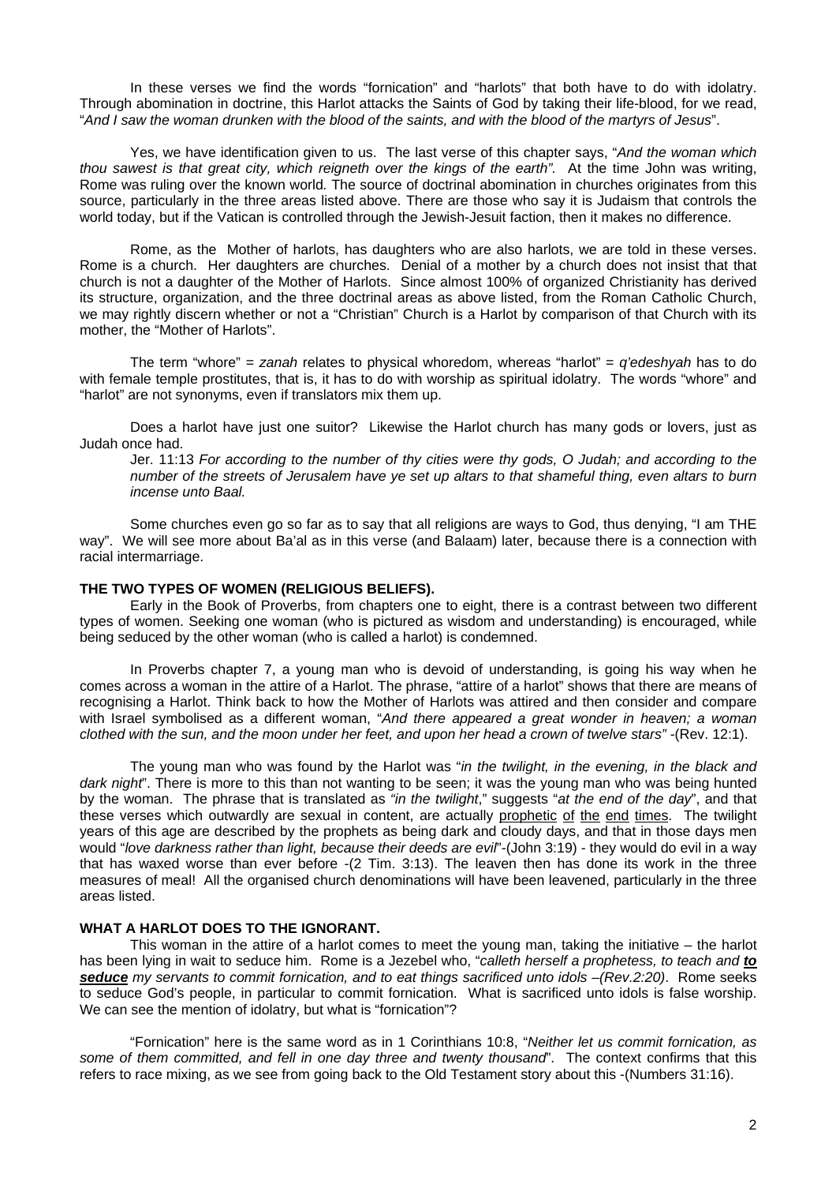In these verses we find the words "fornication" and "harlots" that both have to do with idolatry. Through abomination in doctrine, this Harlot attacks the Saints of God by taking their life-blood, for we read, "*And I saw the woman drunken with the blood of the saints, and with the blood of the martyrs of Jesus*".

Yes, we have identification given to us. The last verse of this chapter says, "*And the woman which thou sawest is that great city, which reigneth over the kings of the earth".* At the time John was writing, Rome was ruling over the known world. The source of doctrinal abomination in churches originates from this source, particularly in the three areas listed above. There are those who say it is Judaism that controls the world today, but if the Vatican is controlled through the Jewish-Jesuit faction, then it makes no difference.

Rome, as the Mother of harlots, has daughters who are also harlots, we are told in these verses. Rome is a church. Her daughters are churches. Denial of a mother by a church does not insist that that church is not a daughter of the Mother of Harlots. Since almost 100% of organized Christianity has derived its structure, organization, and the three doctrinal areas as above listed, from the Roman Catholic Church, we may rightly discern whether or not a "Christian" Church is a Harlot by comparison of that Church with its mother, the "Mother of Harlots".

The term "whore" = *zanah* relates to physical whoredom, whereas "harlot" = *q'edeshyah* has to do with female temple prostitutes, that is, it has to do with worship as spiritual idolatry. The words "whore" and "harlot" are not synonyms, even if translators mix them up.

Does a harlot have just one suitor? Likewise the Harlot church has many gods or lovers, just as Judah once had.

> Jer. 11:13 *For according to the number of thy cities were thy gods, O Judah; and according to the number of the streets of Jerusalem have ye set up altars to that shameful thing, even altars to burn incense unto Baal.*

Some churches even go so far as to say that all religions are ways to God, thus denying, "I am THE way". We will see more about Ba'al as in this verse (and Balaam) later, because there is a connection with racial intermarriage.

**THE TWO TYPES OF WOMEN (RELIGIOUS BELIEFS).**

Early in the Book of Proverbs, from chapters one to eight, there is a contrast between two different types of women. Seeking one woman (who is pictured as wisdom and understanding) is encouraged, while being seduced by the other woman (who is called a harlot) is condemned.

In Proverbs chapter 7, a young man who is devoid of understanding, is going his way when he comes across a woman in the attire of a Harlot. The phrase, "attire of a harlot" shows that there are means of recognising a Harlot. Think back to how the Mother of Harlots was attired and then consider and compare with Israel symbolised as a different woman, "*And there appeared a great wonder in heaven; a woman clothed with the sun, and the moon under her feet, and upon her head a crown of twelve stars"* -(Rev. 12:1).

The young man who was found by the Harlot was "*in the twilight, in the evening, in the black and dark night*". There is more to this than not wanting to be seen; it was the young man who was being hunted by the woman. The phrase that is translated as *"in the twilight*," suggests "*at the end of the day*", and that these verses which outwardly are sexual in content, are actually prophetic of the end times. The twilight years of this age are described by the prophets as being dark and cloudy days, and that in those days men would "*love darkness rather than light, because their deeds are evil*"-(John 3:19) - they would do evil in a way that has waxed worse than ever before -(2 Tim. 3:13). The leaven then has done its work in the three measures of meal! All the organised church denominations will have been leavened, particularly in the three areas listed.

**WHAT A HARLOT DOES TO THE IGNORANT.**

This woman in the attire of a harlot comes to meet the young man, taking the initiative – the harlot has been lying in wait to seduce him. Rome is a Jezebel who, "*calleth herself a prophetess, to teach and* ***to seduce*** *my servants to commit fornication, and to eat things sacrificed unto idols –(Rev.2:20)*. Rome seeks to seduce God's people, in particular to commit fornication. What is sacrificed unto idols is false worship. We can see the mention of idolatry, but what is "fornication"?

"Fornication" here is the same word as in 1 Corinthians 10:8, "*Neither let us commit fornication, as some of them committed, and fell in one day three and twenty thousand*". The context confirms that this refers to race mixing, as we see from going back to the Old Testament story about this -(Numbers 31:16).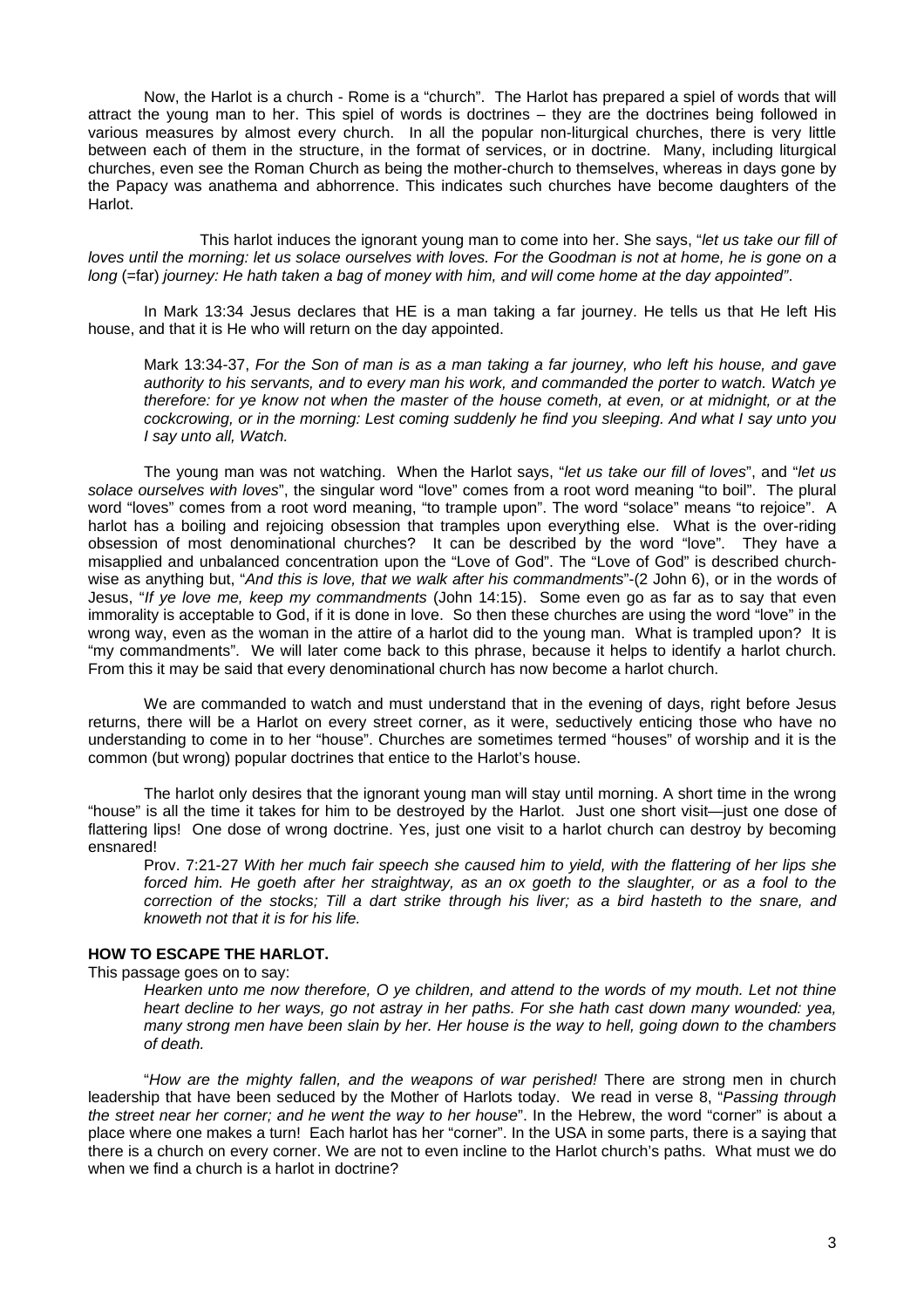Now, the Harlot is a church - Rome is a "church". The Harlot has prepared a spiel of words that will attract the young man to her. This spiel of words is doctrines – they are the doctrines being followed in various measures by almost every church. In all the popular non-liturgical churches, there is very little between each of them in the structure, in the format of services, or in doctrine. Many, including liturgical churches, even see the Roman Church as being the mother-church to themselves, whereas in days gone by the Papacy was anathema and abhorrence. This indicates such churches have become daughters of the Harlot.

This harlot induces the ignorant young man to come into her. She says, "*let us take our fill of loves until the morning: let us solace ourselves with loves. For the Goodman is not at home, he is gone on a long* (=far) *journey: He hath taken a bag of money with him, and will come home at the day appointed*".

In Mark 13:34 Jesus declares that HE is a man taking a far journey. He tells us that He left His house, and that it is He who will return on the day appointed.

> Mark 13:34-37, *For the Son of man is as a man taking a far journey, who left his house, and gave authority to his servants, and to every man his work, and commanded the porter to watch. Watch ye therefore: for ye know not when the master of the house cometh, at even, or at midnight, or at the cockcrowing, or in the morning: Lest coming suddenly he find you sleeping. And what I say unto you I say unto all, Watch.*

The young man was not watching. When the Harlot says, "*let us take our fill of loves*", and "*let us solace ourselves with loves*", the singular word "love" comes from a root word meaning "to boil". The plural word "loves" comes from a root word meaning, "to trample upon". The word "solace" means "to rejoice". A harlot has a boiling and rejoicing obsession that tramples upon everything else. What is the over-riding obsession of most denominational churches? It can be described by the word "love". They have a misapplied and unbalanced concentration upon the "Love of God". The "Love of God" is described church-wise as anything but, "*And this is love, that we walk after his commandments*"-(2 John 6), or in the words of Jesus, "*If ye love me, keep my commandments* (John 14:15). Some even go as far as to say that even immorality is acceptable to God, if it is done in love. So then these churches are using the word "love" in the wrong way, even as the woman in the attire of a harlot did to the young man. What is trampled upon? It is "my commandments". We will later come back to this phrase, because it helps to identify a harlot church. From this it may be said that every denominational church has now become a harlot church.

We are commanded to watch and must understand that in the evening of days, right before Jesus returns, there will be a Harlot on every street corner, as it were, seductively enticing those who have no understanding to come in to her "house". Churches are sometimes termed "houses" of worship and it is the common (but wrong) popular doctrines that entice to the Harlot's house.

The harlot only desires that the ignorant young man will stay until morning. A short time in the wrong "house" is all the time it takes for him to be destroyed by the Harlot. Just one short visit—just one dose of flattering lips! One dose of wrong doctrine. Yes, just one visit to a harlot church can destroy by becoming ensnared!

> Prov. 7:21-27 *With her much fair speech she caused him to yield, with the flattering of her lips she forced him. He goeth after her straightway, as an ox goeth to the slaughter, or as a fool to the correction of the stocks; Till a dart strike through his liver; as a bird hasteth to the snare, and knoweth not that it is for his life.*

**HOW TO ESCAPE THE HARLOT.**

This passage goes on to say:

> *Hearken unto me now therefore, O ye children, and attend to the words of my mouth. Let not thine heart decline to her ways, go not astray in her paths. For she hath cast down many wounded: yea, many strong men have been slain by her. Her house is the way to hell, going down to the chambers of death.*

"*How are the mighty fallen, and the weapons of war perished!* There are strong men in church leadership that have been seduced by the Mother of Harlots today. We read in verse 8, "*Passing through the street near her corner; and he went the way to her house*". In the Hebrew, the word "corner" is about a place where one makes a turn! Each harlot has her "corner". In the USA in some parts, there is a saying that there is a church on every corner. We are not to even incline to the Harlot church's paths. What must we do when we find a church is a harlot in doctrine?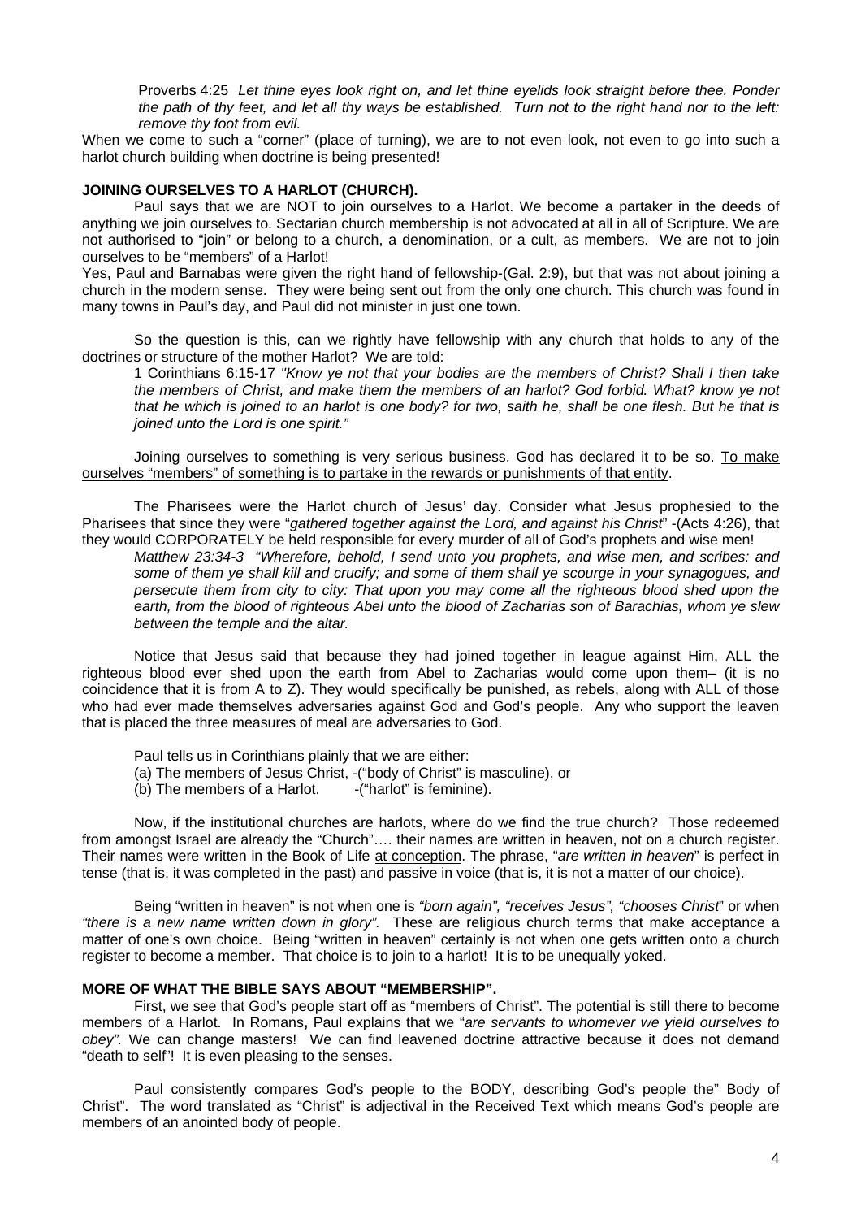> Proverbs 4:25 *Let thine eyes look right on, and let thine eyelids look straight before thee. Ponder the path of thy feet, and let all thy ways be established. Turn not to the right hand nor to the left: remove thy foot from evil.*

When we come to such a "corner" (place of turning), we are to not even look, not even to go into such a harlot church building when doctrine is being presented!

**JOINING OURSELVES TO A HARLOT (CHURCH).**

Paul says that we are NOT to join ourselves to a Harlot. We become a partaker in the deeds of anything we join ourselves to. Sectarian church membership is not advocated at all in all of Scripture. We are not authorised to "join" or belong to a church, a denomination, or a cult, as members. We are not to join ourselves to be "members" of a Harlot!

Yes, Paul and Barnabas were given the right hand of fellowship-(Gal. 2:9), but that was not about joining a church in the modern sense. They were being sent out from the only one church. This church was found in many towns in Paul's day, and Paul did not minister in just one town.

So the question is this, can we rightly have fellowship with any church that holds to any of the doctrines or structure of the mother Harlot? We are told:

> 1 Corinthians 6:15-17 *"Know ye not that your bodies are the members of Christ? Shall I then take the members of Christ, and make them the members of an harlot? God forbid. What? know ye not that he which is joined to an harlot is one body? for two, saith he, shall be one flesh. But he that is joined unto the Lord is one spirit."*

Joining ourselves to something is very serious business. God has declared it to be so. <u>To make ourselves "members" of something is to partake in the rewards or punishments of that entity</u>.

The Pharisees were the Harlot church of Jesus' day. Consider what Jesus prophesied to the Pharisees that since they were "*gathered together against the Lord, and against his Christ*" -(Acts 4:26), that they would CORPORATELY be held responsible for every murder of all of God's prophets and wise men!

> *Matthew 23:34-3 "Wherefore, behold, I send unto you prophets, and wise men, and scribes: and some of them ye shall kill and crucify; and some of them shall ye scourge in your synagogues, and persecute them from city to city: That upon you may come all the righteous blood shed upon the earth, from the blood of righteous Abel unto the blood of Zacharias son of Barachias, whom ye slew between the temple and the altar.*

Notice that Jesus said that because they had joined together in league against Him, ALL the righteous blood ever shed upon the earth from Abel to Zacharias would come upon them– (it is no coincidence that it is from A to Z). They would specifically be punished, as rebels, along with ALL of those who had ever made themselves adversaries against God and God's people. Any who support the leaven that is placed the three measures of meal are adversaries to God.

Paul tells us in Corinthians plainly that we are either:

(a) The members of Jesus Christ, -("body of Christ" is masculine), or
(b) The members of a Harlot. -("harlot" is feminine).

Now, if the institutional churches are harlots, where do we find the true church? Those redeemed from amongst Israel are already the "Church"…. their names are written in heaven, not on a church register. Their names were written in the Book of Life <u>at conception</u>. The phrase, "*are written in heaven*" is perfect in tense (that is, it was completed in the past) and passive in voice (that is, it is not a matter of our choice).

Being "written in heaven" is not when one is *"born again", "receives Jesus", "chooses Christ*" or when *"there is a new name written down in glory"*. These are religious church terms that make acceptance a matter of one's own choice. Being "written in heaven" certainly is not when one gets written onto a church register to become a member. That choice is to join to a harlot! It is to be unequally yoked.

**MORE OF WHAT THE BIBLE SAYS ABOUT "MEMBERSHIP".**

First, we see that God's people start off as "members of Christ". The potential is still there to become members of a Harlot. In Romans**,** Paul explains that we "*are servants to whomever we yield ourselves to obey".* We can change masters! We can find leavened doctrine attractive because it does not demand "death to self"! It is even pleasing to the senses.

Paul consistently compares God's people to the BODY, describing God's people the" Body of Christ". The word translated as "Christ" is adjectival in the Received Text which means God's people are members of an anointed body of people.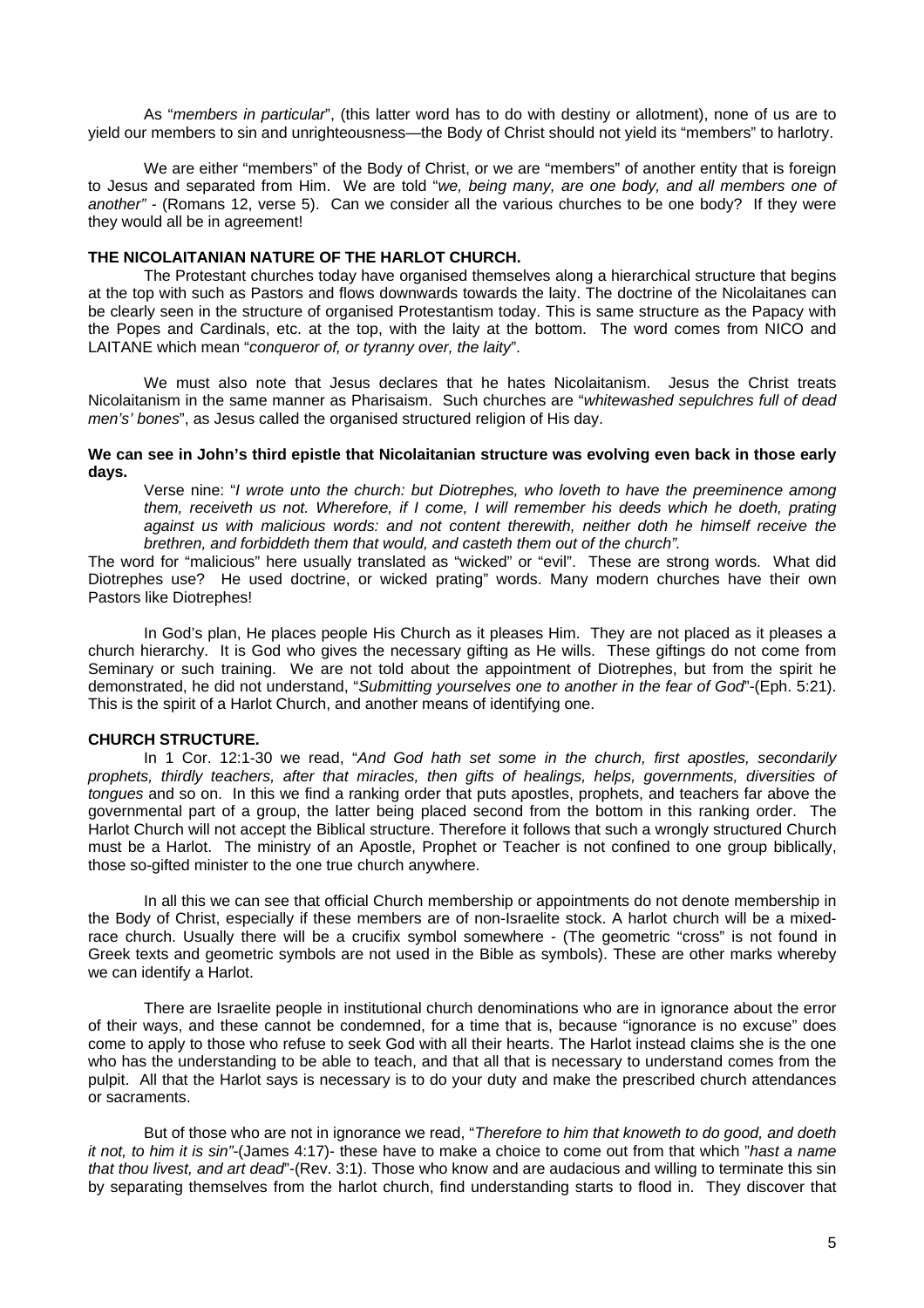As "*members in particular*", (this latter word has to do with destiny or allotment), none of us are to yield our members to sin and unrighteousness—the Body of Christ should not yield its "members" to harlotry.

We are either "members" of the Body of Christ, or we are "members" of another entity that is foreign to Jesus and separated from Him. We are told "*we, being many, are one body, and all members one of another"* - (Romans 12, verse 5). Can we consider all the various churches to be one body? If they were they would all be in agreement!

**THE NICOLAITANIAN NATURE OF THE HARLOT CHURCH.**

The Protestant churches today have organised themselves along a hierarchical structure that begins at the top with such as Pastors and flows downwards towards the laity. The doctrine of the Nicolaitanes can be clearly seen in the structure of organised Protestantism today. This is same structure as the Papacy with the Popes and Cardinals, etc. at the top, with the laity at the bottom. The word comes from NICO and LAITANE which mean "*conqueror of, or tyranny over, the laity*".

We must also note that Jesus declares that he hates Nicolaitanism. Jesus the Christ treats Nicolaitanism in the same manner as Pharisaism. Such churches are "*whitewashed sepulchres full of dead men's' bones*", as Jesus called the organised structured religion of His day.

**We can see in John's third epistle that Nicolaitanian structure was evolving even back in those early days.**

> Verse nine: "*I wrote unto the church: but Diotrephes, who loveth to have the preeminence among them, receiveth us not. Wherefore, if I come, I will remember his deeds which he doeth, prating against us with malicious words: and not content therewith, neither doth he himself receive the brethren, and forbiddeth them that would, and casteth them out of the church".*

The word for "malicious" here usually translated as "wicked" or "evil". These are strong words. What did Diotrephes use? He used doctrine, or wicked prating" words. Many modern churches have their own Pastors like Diotrephes!

In God's plan, He places people His Church as it pleases Him. They are not placed as it pleases a church hierarchy. It is God who gives the necessary gifting as He wills. These giftings do not come from Seminary or such training. We are not told about the appointment of Diotrephes, but from the spirit he demonstrated, he did not understand, "*Submitting yourselves one to another in the fear of God*"-(Eph. 5:21). This is the spirit of a Harlot Church, and another means of identifying one.

**CHURCH STRUCTURE.**

In 1 Cor. 12:1-30 we read, "*And God hath set some in the church, first apostles, secondarily prophets, thirdly teachers, after that miracles, then gifts of healings, helps, governments, diversities of tongues* and so on. In this we find a ranking order that puts apostles, prophets, and teachers far above the governmental part of a group, the latter being placed second from the bottom in this ranking order. The Harlot Church will not accept the Biblical structure. Therefore it follows that such a wrongly structured Church must be a Harlot. The ministry of an Apostle, Prophet or Teacher is not confined to one group biblically, those so-gifted minister to the one true church anywhere.

In all this we can see that official Church membership or appointments do not denote membership in the Body of Christ, especially if these members are of non-Israelite stock. A harlot church will be a mixed-race church. Usually there will be a crucifix symbol somewhere - (The geometric "cross" is not found in Greek texts and geometric symbols are not used in the Bible as symbols). These are other marks whereby we can identify a Harlot.

There are Israelite people in institutional church denominations who are in ignorance about the error of their ways, and these cannot be condemned, for a time that is, because "ignorance is no excuse" does come to apply to those who refuse to seek God with all their hearts. The Harlot instead claims she is the one who has the understanding to be able to teach, and that all that is necessary to understand comes from the pulpit. All that the Harlot says is necessary is to do your duty and make the prescribed church attendances or sacraments.

But of those who are not in ignorance we read, "*Therefore to him that knoweth to do good, and doeth it not, to him it is sin"*-(James 4:17)- these have to make a choice to come out from that which "*hast a name that thou livest, and art dead*"-(Rev. 3:1). Those who know and are audacious and willing to terminate this sin by separating themselves from the harlot church, find understanding starts to flood in. They discover that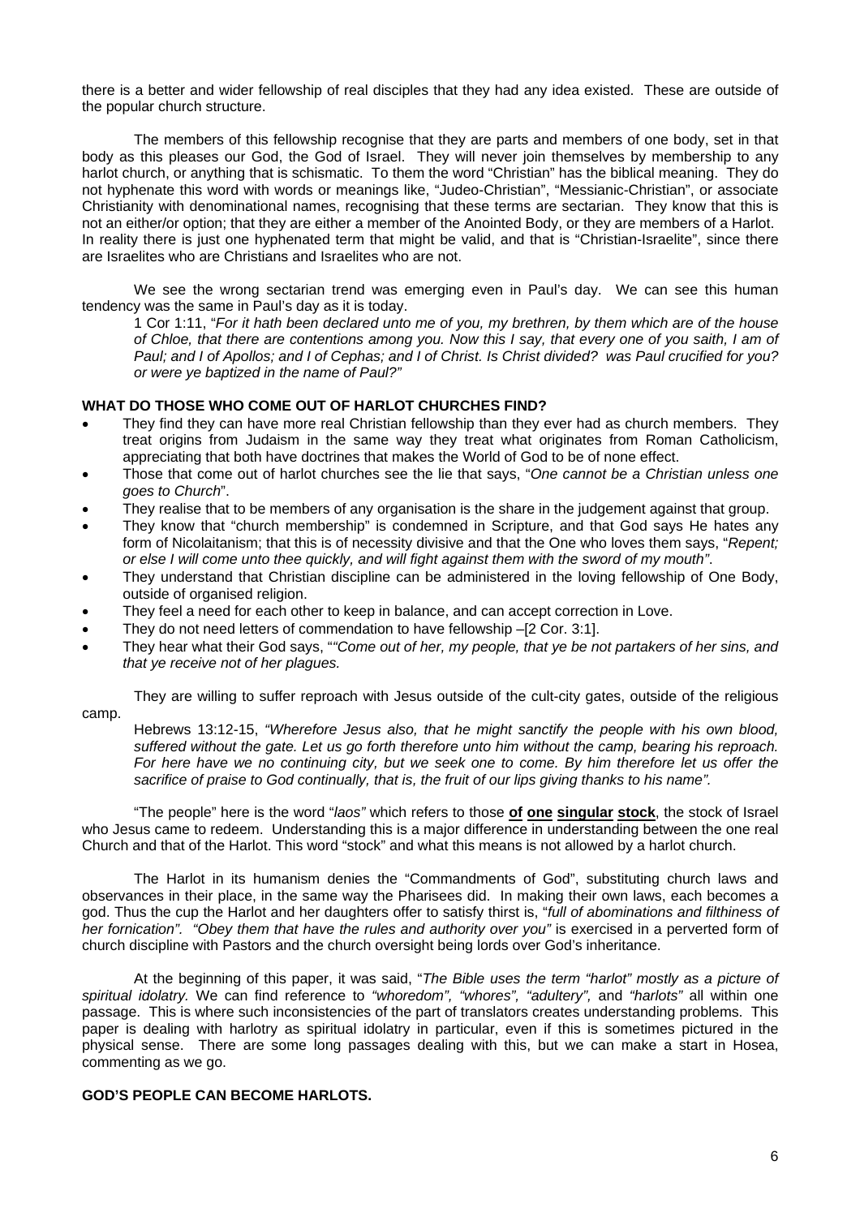there is a better and wider fellowship of real disciples that they had any idea existed. These are outside of the popular church structure.

The members of this fellowship recognise that they are parts and members of one body, set in that body as this pleases our God, the God of Israel. They will never join themselves by membership to any harlot church, or anything that is schismatic. To them the word "Christian" has the biblical meaning. They do not hyphenate this word with words or meanings like, "Judeo-Christian", "Messianic-Christian", or associate Christianity with denominational names, recognising that these terms are sectarian. They know that this is not an either/or option; that they are either a member of the Anointed Body, or they are members of a Harlot. In reality there is just one hyphenated term that might be valid, and that is "Christian-Israelite", since there are Israelites who are Christians and Israelites who are not.

We see the wrong sectarian trend was emerging even in Paul's day. We can see this human tendency was the same in Paul's day as it is today.

> 1 Cor 1:11, "*For it hath been declared unto me of you, my brethren, by them which are of the house of Chloe, that there are contentions among you. Now this I say, that every one of you saith, I am of Paul; and I of Apollos; and I of Cephas; and I of Christ. Is Christ divided? was Paul crucified for you? or were ye baptized in the name of Paul?"*

**WHAT DO THOSE WHO COME OUT OF HARLOT CHURCHES FIND?**

- They find they can have more real Christian fellowship than they ever had as church members. They treat origins from Judaism in the same way they treat what originates from Roman Catholicism, appreciating that both have doctrines that makes the World of God to be of none effect.
- Those that come out of harlot churches see the lie that says, "*One cannot be a Christian unless one goes to Church*".
- They realise that to be members of any organisation is the share in the judgement against that group.
- They know that "church membership" is condemned in Scripture, and that God says He hates any form of Nicolaitanism; that this is of necessity divisive and that the One who loves them says, "*Repent; or else I will come unto thee quickly, and will fight against them with the sword of my mouth"*.
- They understand that Christian discipline can be administered in the loving fellowship of One Body, outside of organised religion.
- They feel a need for each other to keep in balance, and can accept correction in Love.
- They do not need letters of commendation to have fellowship –[2 Cor. 3:1].
- They hear what their God says, "*"Come out of her, my people, that ye be not partakers of her sins, and that ye receive not of her plagues.*

They are willing to suffer reproach with Jesus outside of the cult-city gates, outside of the religious camp.

> Hebrews 13:12-15, *"Wherefore Jesus also, that he might sanctify the people with his own blood, suffered without the gate. Let us go forth therefore unto him without the camp, bearing his reproach. For here have we no continuing city, but we seek one to come. By him therefore let us offer the sacrifice of praise to God continually, that is, the fruit of our lips giving thanks to his name".*

"The people" here is the word "*laos"* which refers to those **of one singular stock**, the stock of Israel who Jesus came to redeem. Understanding this is a major difference in understanding between the one real Church and that of the Harlot. This word "stock" and what this means is not allowed by a harlot church.

The Harlot in its humanism denies the "Commandments of God", substituting church laws and observances in their place, in the same way the Pharisees did. In making their own laws, each becomes a god. Thus the cup the Harlot and her daughters offer to satisfy thirst is, "*full of abominations and filthiness of her fornication"*. *"Obey them that have the rules and authority over you"* is exercised in a perverted form of church discipline with Pastors and the church oversight being lords over God's inheritance.

At the beginning of this paper, it was said, "*The Bible uses the term "harlot" mostly as a picture of spiritual idolatry.* We can find reference to *"whoredom", "whores", "adultery",* and *"harlots"* all within one passage. This is where such inconsistencies of the part of translators creates understanding problems. This paper is dealing with harlotry as spiritual idolatry in particular, even if this is sometimes pictured in the physical sense. There are some long passages dealing with this, but we can make a start in Hosea, commenting as we go.

**GOD'S PEOPLE CAN BECOME HARLOTS.**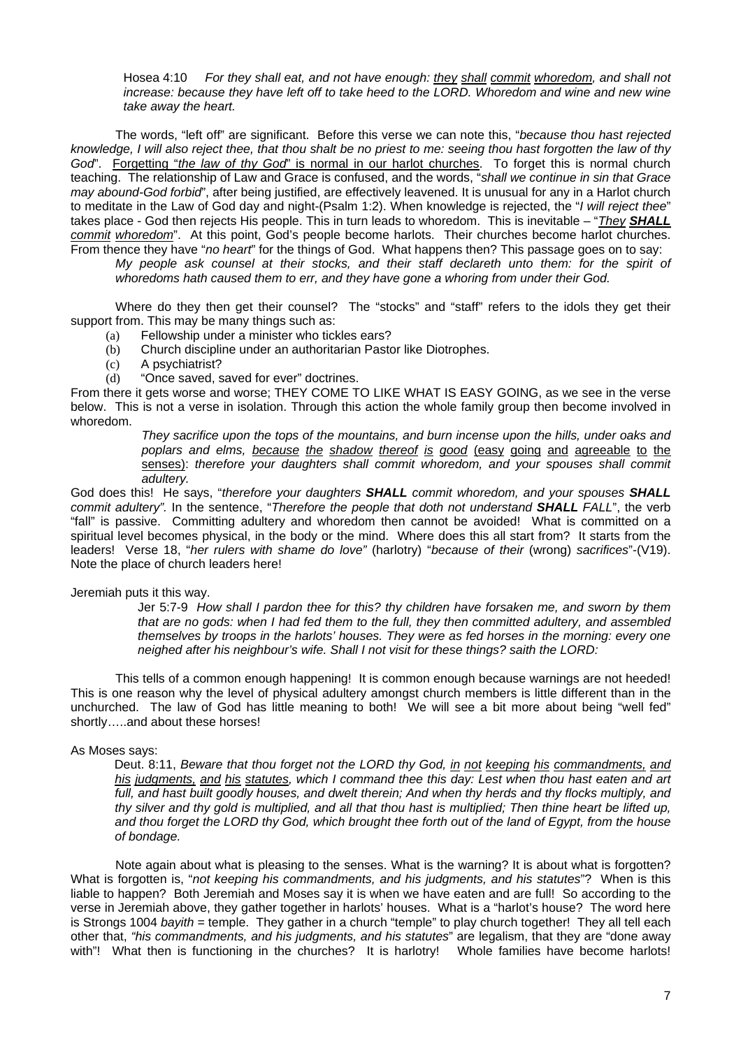Hosea 4:10 *For they shall eat, and not have enough: they shall commit whoredom, and shall not increase: because they have left off to take heed to the LORD. Whoredom and wine and new wine take away the heart.*

The words, "left off" are significant. Before this verse we can note this, "*because thou hast rejected knowledge, I will also reject thee, that thou shalt be no priest to me: seeing thou hast forgotten the law of thy God*". Forgetting "*the law of thy God*" is normal in our harlot churches. To forget this is normal church teaching. The relationship of Law and Grace is confused, and the words, "*shall we continue in sin that Grace may abound-God forbid*", after being justified, are effectively leavened. It is unusual for any in a Harlot church to meditate in the Law of God day and night-(Psalm 1:2). When knowledge is rejected, the "*I will reject thee*" takes place - God then rejects His people. This in turn leads to whoredom. This is inevitable – "*They **SHALL** commit whoredom*". At this point, God's people become harlots. Their churches become harlot churches. From thence they have "*no heart*" for the things of God. What happens then? This passage goes on to say:

*My people ask counsel at their stocks, and their staff declareth unto them: for the spirit of whoredoms hath caused them to err, and they have gone a whoring from under their God.*

Where do they then get their counsel? The "stocks" and "staff" refers to the idols they get their support from. This may be many things such as:

(a) Fellowship under a minister who tickles ears?
(b) Church discipline under an authoritarian Pastor like Diotrophes.
(c) A psychiatrist?
(d) "Once saved, saved for ever" doctrines.

From there it gets worse and worse; THEY COME TO LIKE WHAT IS EASY GOING, as we see in the verse below. This is not a verse in isolation. Through this action the whole family group then become involved in whoredom.

*They sacrifice upon the tops of the mountains, and burn incense upon the hills, under oaks and poplars and elms, because the shadow thereof is good* (easy going and agreeable to the senses): *therefore your daughters shall commit whoredom, and your spouses shall commit adultery.*

God does this! He says, "*therefore your daughters **SHALL** commit whoredom, and your spouses **SHALL** commit adultery".* In the sentence, "*Therefore the people that doth not understand **SHALL** FALL*", the verb "fall" is passive. Committing adultery and whoredom then cannot be avoided! What is committed on a spiritual level becomes physical, in the body or the mind. Where does this all start from? It starts from the leaders! Verse 18, "*her rulers with shame do love"* (harlotry) "*because of their* (wrong) *sacrifices*"-(V19). Note the place of church leaders here!

Jeremiah puts it this way.

Jer 5:7-9 *How shall I pardon thee for this? thy children have forsaken me, and sworn by them that are no gods: when I had fed them to the full, they then committed adultery, and assembled themselves by troops in the harlots' houses. They were as fed horses in the morning: every one neighed after his neighbour's wife. Shall I not visit for these things? saith the LORD:*

This tells of a common enough happening! It is common enough because warnings are not heeded! This is one reason why the level of physical adultery amongst church members is little different than in the unchurched. The law of God has little meaning to both! We will see a bit more about being "well fed" shortly…..and about these horses!

As Moses says:

Deut. 8:11, *Beware that thou forget not the LORD thy God, in not keeping his commandments, and his judgments, and his statutes, which I command thee this day: Lest when thou hast eaten and art full, and hast built goodly houses, and dwelt therein; And when thy herds and thy flocks multiply, and thy silver and thy gold is multiplied, and all that thou hast is multiplied; Then thine heart be lifted up, and thou forget the LORD thy God, which brought thee forth out of the land of Egypt, from the house of bondage.*

Note again about what is pleasing to the senses. What is the warning? It is about what is forgotten? What is forgotten is, "*not keeping his commandments, and his judgments, and his statutes*"? When is this liable to happen? Both Jeremiah and Moses say it is when we have eaten and are full! So according to the verse in Jeremiah above, they gather together in harlots' houses. What is a "harlot's house? The word here is Strongs 1004 *bayith* = temple. They gather in a church "temple" to play church together! They all tell each other that, *"his commandments, and his judgments, and his statutes*" are legalism, that they are "done away with"! What then is functioning in the churches? It is harlotry! Whole families have become harlots!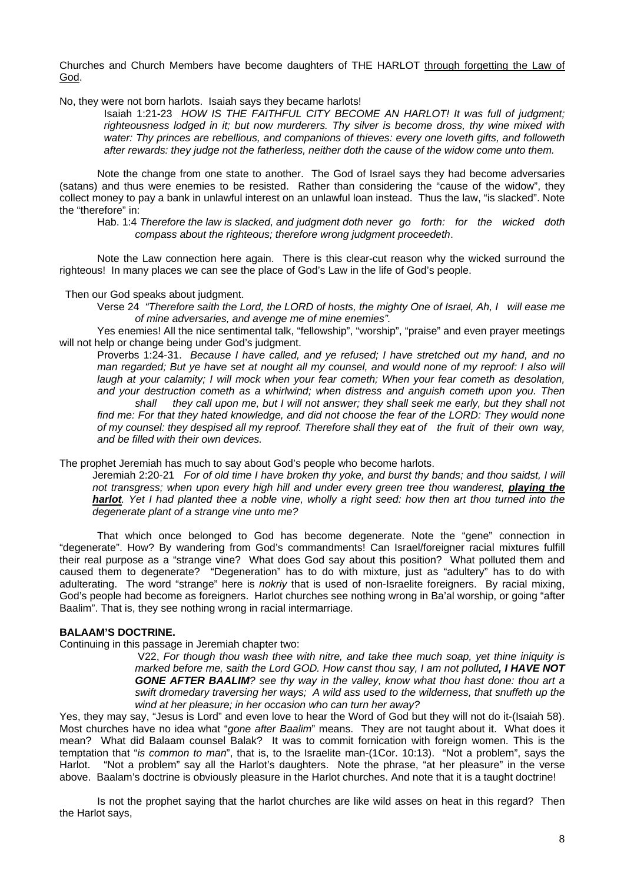Churches and Church Members have become daughters of THE HARLOT through forgetting the Law of God.

No, they were not born harlots. Isaiah says they became harlots!

> Isaiah 1:21-23 *HOW IS THE FAITHFUL CITY BECOME AN HARLOT! It was full of judgment; righteousness lodged in it; but now murderers. Thy silver is become dross, thy wine mixed with water: Thy princes are rebellious, and companions of thieves: every one loveth gifts, and followeth after rewards: they judge not the fatherless, neither doth the cause of the widow come unto them.*

Note the change from one state to another. The God of Israel says they had become adversaries (satans) and thus were enemies to be resisted. Rather than considering the "cause of the widow", they collect money to pay a bank in unlawful interest on an unlawful loan instead. Thus the law, "is slacked". Note the "therefore" in:

> Hab. 1:4 *Therefore the law is slacked, and judgment doth never go forth: for the wicked doth compass about the righteous; therefore wrong judgment proceedeth*.

Note the Law connection here again. There is this clear-cut reason why the wicked surround the righteous! In many places we can see the place of God's Law in the life of God's people.

Then our God speaks about judgment.

> Verse 24 *"Therefore saith the Lord, the LORD of hosts, the mighty One of Israel, Ah, I will ease me of mine adversaries, and avenge me of mine enemies".*

Yes enemies! All the nice sentimental talk, "fellowship", "worship", "praise" and even prayer meetings will not help or change being under God's judgment.

> Proverbs 1:24-31. *Because I have called, and ye refused; I have stretched out my hand, and no man regarded; But ye have set at nought all my counsel, and would none of my reproof: I also will laugh at your calamity; I will mock when your fear cometh; When your fear cometh as desolation, and your destruction cometh as a whirlwind; when distress and anguish cometh upon you. Then shall they call upon me, but I will not answer; they shall seek me early, but they shall not find me: For that they hated knowledge, and did not choose the fear of the LORD: They would none of my counsel: they despised all my reproof. Therefore shall they eat of the fruit of their own way, and be filled with their own devices.*

The prophet Jeremiah has much to say about God's people who become harlots.

> Jeremiah 2:20-21 *For of old time I have broken thy yoke, and burst thy bands; and thou saidst, I will not transgress; when upon every high hill and under every green tree thou wanderest, **playing the harlot**. Yet I had planted thee a noble vine, wholly a right seed: how then art thou turned into the degenerate plant of a strange vine unto me?*

That which once belonged to God has become degenerate. Note the "gene" connection in "degenerate". How? By wandering from God's commandments! Can Israel/foreigner racial mixtures fulfill their real purpose as a "strange vine? What does God say about this position? What polluted them and caused them to degenerate? "Degeneration" has to do with mixture, just as "adultery" has to do with adulterating. The word "strange" here is *nokriy* that is used of non-Israelite foreigners. By racial mixing, God's people had become as foreigners. Harlot churches see nothing wrong in Ba'al worship, or going "after Baalim". That is, they see nothing wrong in racial intermarriage.

**BALAAM'S DOCTRINE.**

Continuing in this passage in Jeremiah chapter two:

> V22, *For though thou wash thee with nitre, and take thee much soap, yet thine iniquity is marked before me, saith the Lord GOD. How canst thou say, I am not polluted**, I HAVE NOT GONE AFTER BAALIM**? see thy way in the valley, know what thou hast done: thou art a swift dromedary traversing her ways; A wild ass used to the wilderness, that snuffeth up the wind at her pleasure; in her occasion who can turn her away?*

Yes, they may say, "Jesus is Lord" and even love to hear the Word of God but they will not do it-(Isaiah 58). Most churches have no idea what "*gone after Baalim*" means. They are not taught about it. What does it mean? What did Balaam counsel Balak? It was to commit fornication with foreign women. This is the temptation that "*is common to man*", that is, to the Israelite man-(1Cor. 10:13). "Not a problem", says the Harlot. "Not a problem" say all the Harlot's daughters. Note the phrase, "at her pleasure" in the verse above. Baalam's doctrine is obviously pleasure in the Harlot churches. And note that it is a taught doctrine!

Is not the prophet saying that the harlot churches are like wild asses on heat in this regard? Then the Harlot says,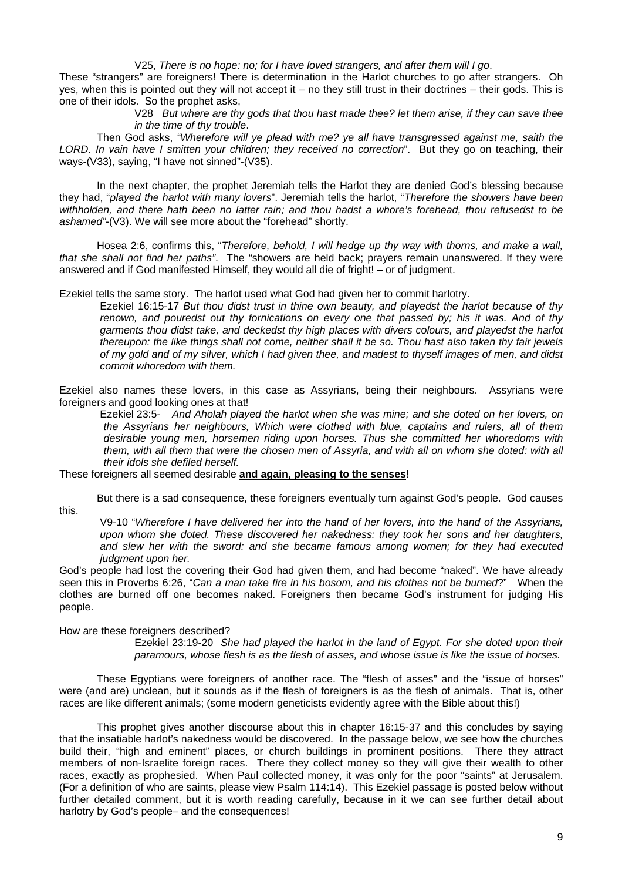V25, *There is no hope: no; for I have loved strangers, and after them will I go*.

These "strangers" are foreigners! There is determination in the Harlot churches to go after strangers. Oh yes, when this is pointed out they will not accept it – no they still trust in their doctrines – their gods. This is one of their idols. So the prophet asks,

> V28 *But where are thy gods that thou hast made thee? let them arise, if they can save thee in the time of thy trouble*.

Then God asks, *"Wherefore will ye plead with me? ye all have transgressed against me, saith the LORD. In vain have I smitten your children; they received no correction*". But they go on teaching, their ways-(V33), saying, "I have not sinned"-(V35).

In the next chapter, the prophet Jeremiah tells the Harlot they are denied God's blessing because they had, "*played the harlot with many lovers*". Jeremiah tells the harlot, "*Therefore the showers have been withholden, and there hath been no latter rain; and thou hadst a whore's forehead, thou refusedst to be ashamed"*-(V3). We will see more about the "forehead" shortly.

Hosea 2:6, confirms this, "*Therefore, behold, I will hedge up thy way with thorns, and make a wall, that she shall not find her paths"*. The "showers are held back; prayers remain unanswered. If they were answered and if God manifested Himself, they would all die of fright! – or of judgment.

Ezekiel tells the same story. The harlot used what God had given her to commit harlotry.

> Ezekiel 16:15-17 *But thou didst trust in thine own beauty, and playedst the harlot because of thy renown, and pouredst out thy fornications on every one that passed by; his it was. And of thy garments thou didst take, and deckedst thy high places with divers colours, and playedst the harlot thereupon: the like things shall not come, neither shall it be so. Thou hast also taken thy fair jewels of my gold and of my silver, which I had given thee, and madest to thyself images of men, and didst commit whoredom with them.*

Ezekiel also names these lovers, in this case as Assyrians, being their neighbours. Assyrians were foreigners and good looking ones at that!

> Ezekiel 23:5- *And Aholah played the harlot when she was mine; and she doted on her lovers, on the Assyrians her neighbours, Which were clothed with blue, captains and rulers, all of them desirable young men, horsemen riding upon horses. Thus she committed her whoredoms with them, with all them that were the chosen men of Assyria, and with all on whom she doted: with all their idols she defiled herself.*

These foreigners all seemed desirable **<u>and again, pleasing to the senses</u>**!

But there is a sad consequence, these foreigners eventually turn against God's people. God causes this.

> V9-10 "*Wherefore I have delivered her into the hand of her lovers, into the hand of the Assyrians, upon whom she doted. These discovered her nakedness: they took her sons and her daughters, and slew her with the sword: and she became famous among women; for they had executed judgment upon her.*

God's people had lost the covering their God had given them, and had become "naked". We have already seen this in Proverbs 6:26, "*Can a man take fire in his bosom, and his clothes not be burned*?" When the clothes are burned off one becomes naked. Foreigners then became God's instrument for judging His people.

How are these foreigners described?

> Ezekiel 23:19-20 *She had played the harlot in the land of Egypt. For she doted upon their paramours, whose flesh is as the flesh of asses, and whose issue is like the issue of horses.*

These Egyptians were foreigners of another race. The "flesh of asses" and the "issue of horses" were (and are) unclean, but it sounds as if the flesh of foreigners is as the flesh of animals. That is, other races are like different animals; (some modern geneticists evidently agree with the Bible about this!)

This prophet gives another discourse about this in chapter 16:15-37 and this concludes by saying that the insatiable harlot's nakedness would be discovered. In the passage below, we see how the churches build their, "high and eminent" places, or church buildings in prominent positions. There they attract members of non-Israelite foreign races. There they collect money so they will give their wealth to other races, exactly as prophesied. When Paul collected money, it was only for the poor "saints" at Jerusalem. (For a definition of who are saints, please view Psalm 114:14). This Ezekiel passage is posted below without further detailed comment, but it is worth reading carefully, because in it we can see further detail about harlotry by God's people– and the consequences!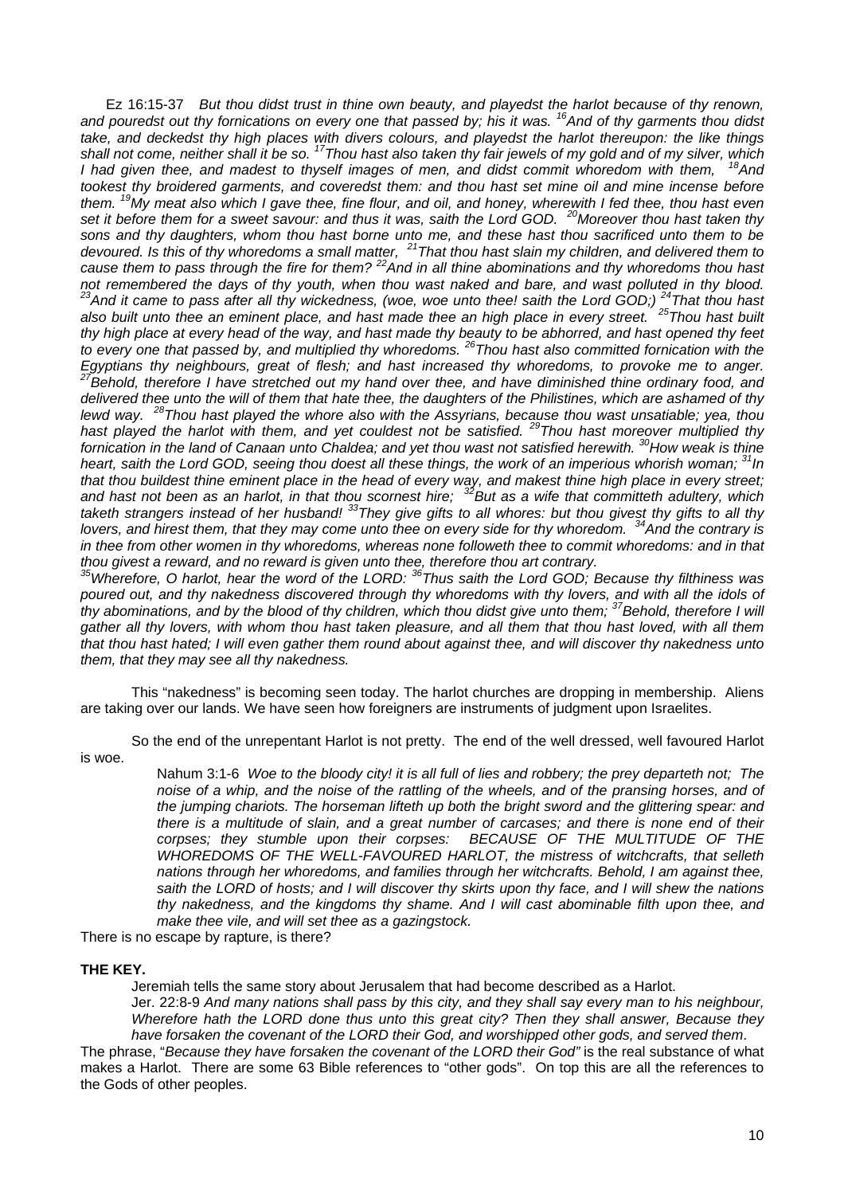Ez 16:15-37 *But thou didst trust in thine own beauty, and playedst the harlot because of thy renown, and pouredst out thy fornications on every one that passed by; his it was. [16]And of thy garments thou didst take, and deckedst thy high places with divers colours, and playedst the harlot thereupon: the like things shall not come, neither shall it be so. [17]Thou hast also taken thy fair jewels of my gold and of my silver, which I had given thee, and madest to thyself images of men, and didst commit whoredom with them, [18]And tookest thy broidered garments, and coveredst them: and thou hast set mine oil and mine incense before them. [19]My meat also which I gave thee, fine flour, and oil, and honey, wherewith I fed thee, thou hast even set it before them for a sweet savour: and thus it was, saith the Lord GOD. [20]Moreover thou hast taken thy sons and thy daughters, whom thou hast borne unto me, and these hast thou sacrificed unto them to be devoured. Is this of thy whoredoms a small matter, [21]That thou hast slain my children, and delivered them to cause them to pass through the fire for them? [22]And in all thine abominations and thy whoredoms thou hast not remembered the days of thy youth, when thou wast naked and bare, and wast polluted in thy blood. [23]And it came to pass after all thy wickedness, (woe, woe unto thee! saith the Lord GOD;) [24]That thou hast also built unto thee an eminent place, and hast made thee an high place in every street. [25]Thou hast built thy high place at every head of the way, and hast made thy beauty to be abhorred, and hast opened thy feet to every one that passed by, and multiplied thy whoredoms. [26]Thou hast also committed fornication with the Egyptians thy neighbours, great of flesh; and hast increased thy whoredoms, to provoke me to anger. [27]Behold, therefore I have stretched out my hand over thee, and have diminished thine ordinary food, and delivered thee unto the will of them that hate thee, the daughters of the Philistines, which are ashamed of thy lewd way. [28]Thou hast played the whore also with the Assyrians, because thou wast unsatiable; yea, thou hast played the harlot with them, and yet couldest not be satisfied. [29]Thou hast moreover multiplied thy fornication in the land of Canaan unto Chaldea; and yet thou wast not satisfied herewith. [30]How weak is thine heart, saith the Lord GOD, seeing thou doest all these things, the work of an imperious whorish woman; [31]In that thou buildest thine eminent place in the head of every way, and makest thine high place in every street; and hast not been as an harlot, in that thou scornest hire; [32]But as a wife that committeth adultery, which taketh strangers instead of her husband! [33]They give gifts to all whores: but thou givest thy gifts to all thy lovers, and hirest them, that they may come unto thee on every side for thy whoredom. [34]And the contrary is in thee from other women in thy whoredoms, whereas none followeth thee to commit whoredoms: and in that thou givest a reward, and no reward is given unto thee, therefore thou art contrary.*
*[35]Wherefore, O harlot, hear the word of the LORD: [36]Thus saith the Lord GOD; Because thy filthiness was poured out, and thy nakedness discovered through thy whoredoms with thy lovers, and with all the idols of thy abominations, and by the blood of thy children, which thou didst give unto them; [37]Behold, therefore I will gather all thy lovers, with whom thou hast taken pleasure, and all them that thou hast loved, with all them that thou hast hated; I will even gather them round about against thee, and will discover thy nakedness unto them, that they may see all thy nakedness.*

This "nakedness" is becoming seen today. The harlot churches are dropping in membership. Aliens are taking over our lands. We have seen how foreigners are instruments of judgment upon Israelites.

So the end of the unrepentant Harlot is not pretty. The end of the well dressed, well favoured Harlot is woe.

> Nahum 3:1-6 *Woe to the bloody city! it is all full of lies and robbery; the prey departeth not; The noise of a whip, and the noise of the rattling of the wheels, and of the pransing horses, and of the jumping chariots. The horseman lifteth up both the bright sword and the glittering spear: and there is a multitude of slain, and a great number of carcases; and there is none end of their corpses; they stumble upon their corpses: BECAUSE OF THE MULTITUDE OF THE WHOREDOMS OF THE WELL-FAVOURED HARLOT, the mistress of witchcrafts, that selleth nations through her whoredoms, and families through her witchcrafts. Behold, I am against thee, saith the LORD of hosts; and I will discover thy skirts upon thy face, and I will shew the nations thy nakedness, and the kingdoms thy shame. And I will cast abominable filth upon thee, and make thee vile, and will set thee as a gazingstock.*

There is no escape by rapture, is there?

**THE KEY.**

Jeremiah tells the same story about Jerusalem that had become described as a Harlot.

Jer. 22:8-9 *And many nations shall pass by this city, and they shall say every man to his neighbour, Wherefore hath the LORD done thus unto this great city? Then they shall answer, Because they have forsaken the covenant of the LORD their God, and worshipped other gods, and served them*.

The phrase, "*Because they have forsaken the covenant of the LORD their God"* is the real substance of what makes a Harlot. There are some 63 Bible references to "other gods". On top this are all the references to the Gods of other peoples.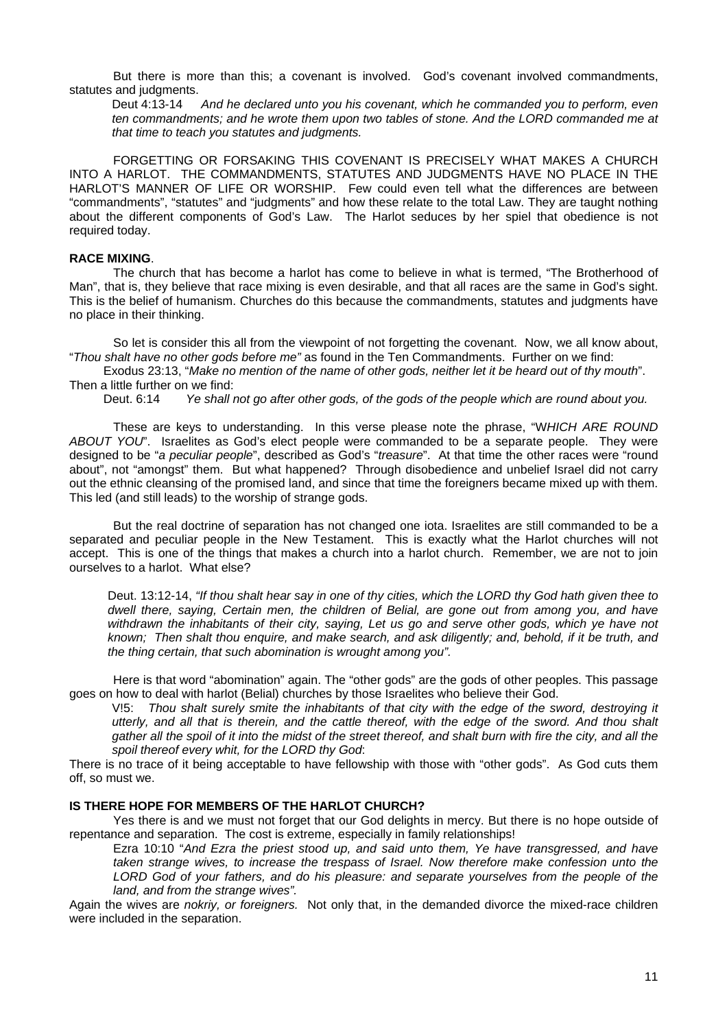But there is more than this; a covenant is involved. God's covenant involved commandments, statutes and judgments.

> Deut 4:13-14 *And he declared unto you his covenant, which he commanded you to perform, even ten commandments; and he wrote them upon two tables of stone. And the LORD commanded me at that time to teach you statutes and judgments.*

FORGETTING OR FORSAKING THIS COVENANT IS PRECISELY WHAT MAKES A CHURCH INTO A HARLOT. THE COMMANDMENTS, STATUTES AND JUDGMENTS HAVE NO PLACE IN THE HARLOT'S MANNER OF LIFE OR WORSHIP. Few could even tell what the differences are between "commandments", "statutes" and "judgments" and how these relate to the total Law. They are taught nothing about the different components of God's Law. The Harlot seduces by her spiel that obedience is not required today.

**RACE MIXING**.

The church that has become a harlot has come to believe in what is termed, "The Brotherhood of Man", that is, they believe that race mixing is even desirable, and that all races are the same in God's sight. This is the belief of humanism. Churches do this because the commandments, statutes and judgments have no place in their thinking.

So let is consider this all from the viewpoint of not forgetting the covenant. Now, we all know about, "*Thou shalt have no other gods before me"* as found in the Ten Commandments. Further on we find:

> Exodus 23:13, "*Make no mention of the name of other gods, neither let it be heard out of thy mouth*".

Then a little further on we find:

> Deut. 6:14 *Ye shall not go after other gods, of the gods of the people which are round about you.*

These are keys to understanding. In this verse please note the phrase, "W*HICH ARE ROUND ABOUT YOU*". Israelites as God's elect people were commanded to be a separate people. They were designed to be "*a peculiar people*", described as God's "*treasure*". At that time the other races were "round about", not "amongst" them. But what happened? Through disobedience and unbelief Israel did not carry out the ethnic cleansing of the promised land, and since that time the foreigners became mixed up with them. This led (and still leads) to the worship of strange gods.

But the real doctrine of separation has not changed one iota. Israelites are still commanded to be a separated and peculiar people in the New Testament. This is exactly what the Harlot churches will not accept. This is one of the things that makes a church into a harlot church. Remember, we are not to join ourselves to a harlot. What else?

> Deut. 13:12-14, *"If thou shalt hear say in one of thy cities, which the LORD thy God hath given thee to dwell there, saying, Certain men, the children of Belial, are gone out from among you, and have withdrawn the inhabitants of their city, saying, Let us go and serve other gods, which ye have not known; Then shalt thou enquire, and make search, and ask diligently; and, behold, if it be truth, and the thing certain, that such abomination is wrought among you".*

Here is that word "abomination" again. The "other gods" are the gods of other peoples. This passage goes on how to deal with harlot (Belial) churches by those Israelites who believe their God.

> V!5: *Thou shalt surely smite the inhabitants of that city with the edge of the sword, destroying it utterly, and all that is therein, and the cattle thereof, with the edge of the sword. And thou shalt gather all the spoil of it into the midst of the street thereof, and shalt burn with fire the city, and all the spoil thereof every whit, for the LORD thy God*:

There is no trace of it being acceptable to have fellowship with those with "other gods". As God cuts them off, so must we.

**IS THERE HOPE FOR MEMBERS OF THE HARLOT CHURCH?**

Yes there is and we must not forget that our God delights in mercy. But there is no hope outside of repentance and separation. The cost is extreme, especially in family relationships!

> Ezra 10:10 "*And Ezra the priest stood up, and said unto them, Ye have transgressed, and have taken strange wives, to increase the trespass of Israel. Now therefore make confession unto the LORD God of your fathers, and do his pleasure: and separate yourselves from the people of the land, and from the strange wives".*

Again the wives are *nokriy, or foreigners.* Not only that, in the demanded divorce the mixed-race children were included in the separation.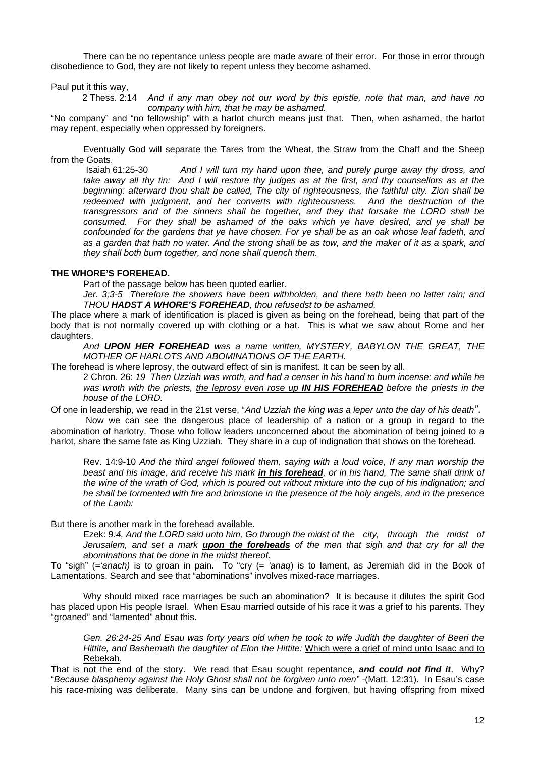There can be no repentance unless people are made aware of their error. For those in error through disobedience to God, they are not likely to repent unless they become ashamed.

Paul put it this way,

> 2 Thess. 2:14 *And if any man obey not our word by this epistle, note that man, and have no company with him, that he may be ashamed.*

"No company" and "no fellowship" with a harlot church means just that. Then, when ashamed, the harlot may repent, especially when oppressed by foreigners.

Eventually God will separate the Tares from the Wheat, the Straw from the Chaff and the Sheep from the Goats.

> Isaiah 61:25-30 *And I will turn my hand upon thee, and purely purge away thy dross, and take away all thy tin: And I will restore thy judges as at the first, and thy counsellors as at the beginning: afterward thou shalt be called, The city of righteousness, the faithful city. Zion shall be redeemed with judgment, and her converts with righteousness. And the destruction of the transgressors and of the sinners shall be together, and they that forsake the LORD shall be consumed. For they shall be ashamed of the oaks which ye have desired, and ye shall be confounded for the gardens that ye have chosen. For ye shall be as an oak whose leaf fadeth, and as a garden that hath no water. And the strong shall be as tow, and the maker of it as a spark, and they shall both burn together, and none shall quench them.*

**THE WHORE'S FOREHEAD.**

Part of the passage below has been quoted earlier.

> *Jer. 3;3-5 Therefore the showers have been withholden, and there hath been no latter rain; and THOU **HADST A WHORE'S FOREHEAD**, thou refusedst to be ashamed.*

The place where a mark of identification is placed is given as being on the forehead, being that part of the body that is not normally covered up with clothing or a hat. This is what we saw about Rome and her daughters.

> *And **UPON HER FOREHEAD** was a name written, MYSTERY, BABYLON THE GREAT, THE MOTHER OF HARLOTS AND ABOMINATIONS OF THE EARTH.*

The forehead is where leprosy, the outward effect of sin is manifest. It can be seen by all.

> 2 Chron. 26: *19 Then Uzziah was wroth, and had a censer in his hand to burn incense: and while he was wroth with the priests, <u>the leprosy even rose up **IN HIS FOREHEAD**</u> before the priests in the house of the LORD.*

Of one in leadership, we read in the 21st verse, "*And Uzziah the king was a leper unto the day of his death*".

Now we can see the dangerous place of leadership of a nation or a group in regard to the abomination of harlotry. Those who follow leaders unconcerned about the abomination of being joined to a harlot, share the same fate as King Uzziah. They share in a cup of indignation that shows on the forehead.

> Rev. 14:9-10 *And the third angel followed them, saying with a loud voice, If any man worship the beast and his image, and receive his mark **<u>in his forehead</u>**, or in his hand, The same shall drink of the wine of the wrath of God, which is poured out without mixture into the cup of his indignation; and he shall be tormented with fire and brimstone in the presence of the holy angels, and in the presence of the Lamb:*

But there is another mark in the forehead available.

> Ezek: 9*:4, And the LORD said unto him, Go through the midst of the city, through the midst of Jerusalem, and set a mark **<u>upon the foreheads</u>** of the men that sigh and that cry for all the abominations that be done in the midst thereof.*

To "sigh" (=*'anach)* is to groan in pain. To "cry (= *'anaq*) is to lament, as Jeremiah did in the Book of Lamentations. Search and see that "abominations" involves mixed-race marriages.

Why should mixed race marriages be such an abomination? It is because it dilutes the spirit God has placed upon His people Israel. When Esau married outside of his race it was a grief to his parents. They "groaned" and "lamented" about this.

> *Gen. 26:24-25 And Esau was forty years old when he took to wife Judith the daughter of Beeri the Hittite, and Bashemath the daughter of Elon the Hittite:* <u>Which were a grief of mind unto Isaac and to Rebekah</u>.

That is not the end of the story. We read that Esau sought repentance, ***and could not find it***. Why? "*Because blasphemy against the Holy Ghost shall not be forgiven unto men"* -(Matt. 12:31). In Esau's case his race-mixing was deliberate. Many sins can be undone and forgiven, but having offspring from mixed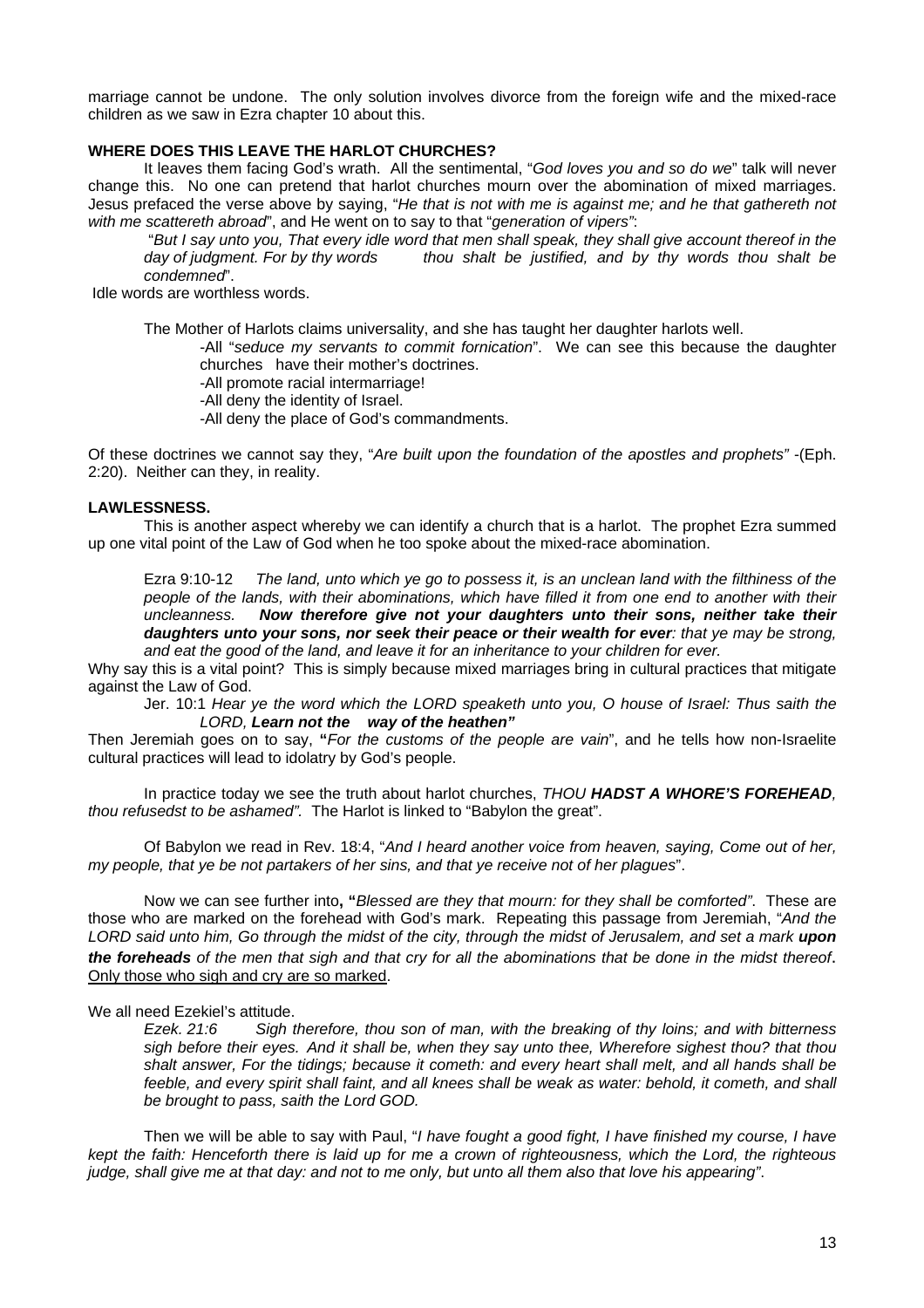marriage cannot be undone. The only solution involves divorce from the foreign wife and the mixed-race children as we saw in Ezra chapter 10 about this.

**WHERE DOES THIS LEAVE THE HARLOT CHURCHES?**

It leaves them facing God's wrath. All the sentimental, "*God loves you and so do we*" talk will never change this. No one can pretend that harlot churches mourn over the abomination of mixed marriages. Jesus prefaced the verse above by saying, "*He that is not with me is against me; and he that gathereth not with me scattereth abroad*", and He went on to say to that "*generation of vipers"*:

> "*But I say unto you, That every idle word that men shall speak, they shall give account thereof in the day of judgment. For by thy words thou shalt be justified, and by thy words thou shalt be condemned*".

Idle words are worthless words.

The Mother of Harlots claims universality, and she has taught her daughter harlots well.

- All "*seduce my servants to commit fornication*". We can see this because the daughter churches have their mother's doctrines.
- All promote racial intermarriage!
- All deny the identity of Israel.
- All deny the place of God's commandments.

Of these doctrines we cannot say they, "*Are built upon the foundation of the apostles and prophets"* -(Eph. 2:20). Neither can they, in reality.

**LAWLESSNESS.**

This is another aspect whereby we can identify a church that is a harlot. The prophet Ezra summed up one vital point of the Law of God when he too spoke about the mixed-race abomination.

> Ezra 9:10-12 *The land, unto which ye go to possess it, is an unclean land with the filthiness of the people of the lands, with their abominations, which have filled it from one end to another with their uncleanness.* ***Now therefore give not your daughters unto their sons, neither take their daughters unto your sons, nor seek their peace or their wealth for ever****: that ye may be strong, and eat the good of the land, and leave it for an inheritance to your children for ever.*

Why say this is a vital point? This is simply because mixed marriages bring in cultural practices that mitigate against the Law of God.

> Jer. 10:1 *Hear ye the word which the LORD speaketh unto you, O house of Israel: Thus saith the LORD,* ***Learn not the way of the heathen"***

Then Jeremiah goes on to say, **"***For the customs of the people are vain*", and he tells how non-Israelite cultural practices will lead to idolatry by God's people.

In practice today we see the truth about harlot churches, *THOU **HADST A WHORE'S FOREHEAD**, thou refusedst to be ashamed".* The Harlot is linked to "Babylon the great".

Of Babylon we read in Rev. 18:4, "*And I heard another voice from heaven, saying, Come out of her, my people, that ye be not partakers of her sins, and that ye receive not of her plagues*".

Now we can see further into**, "***Blessed are they that mourn: for they shall be comforted"*. These are those who are marked on the forehead with God's mark. Repeating this passage from Jeremiah, "*And the LORD said unto him, Go through the midst of the city, through the midst of Jerusalem, and set a mark **upon the foreheads** of the men that sigh and that cry for all the abominations that be done in the midst thereof***.** <u>Only those who sigh and cry are so marked</u>.

We all need Ezekiel's attitude.

> *Ezek. 21:6 Sigh therefore, thou son of man, with the breaking of thy loins; and with bitterness sigh before their eyes. And it shall be, when they say unto thee, Wherefore sighest thou? that thou shalt answer, For the tidings; because it cometh: and every heart shall melt, and all hands shall be feeble, and every spirit shall faint, and all knees shall be weak as water: behold, it cometh, and shall be brought to pass, saith the Lord GOD.*

Then we will be able to say with Paul, "*I have fought a good fight, I have finished my course, I have kept the faith: Henceforth there is laid up for me a crown of righteousness, which the Lord, the righteous judge, shall give me at that day: and not to me only, but unto all them also that love his appearing"*.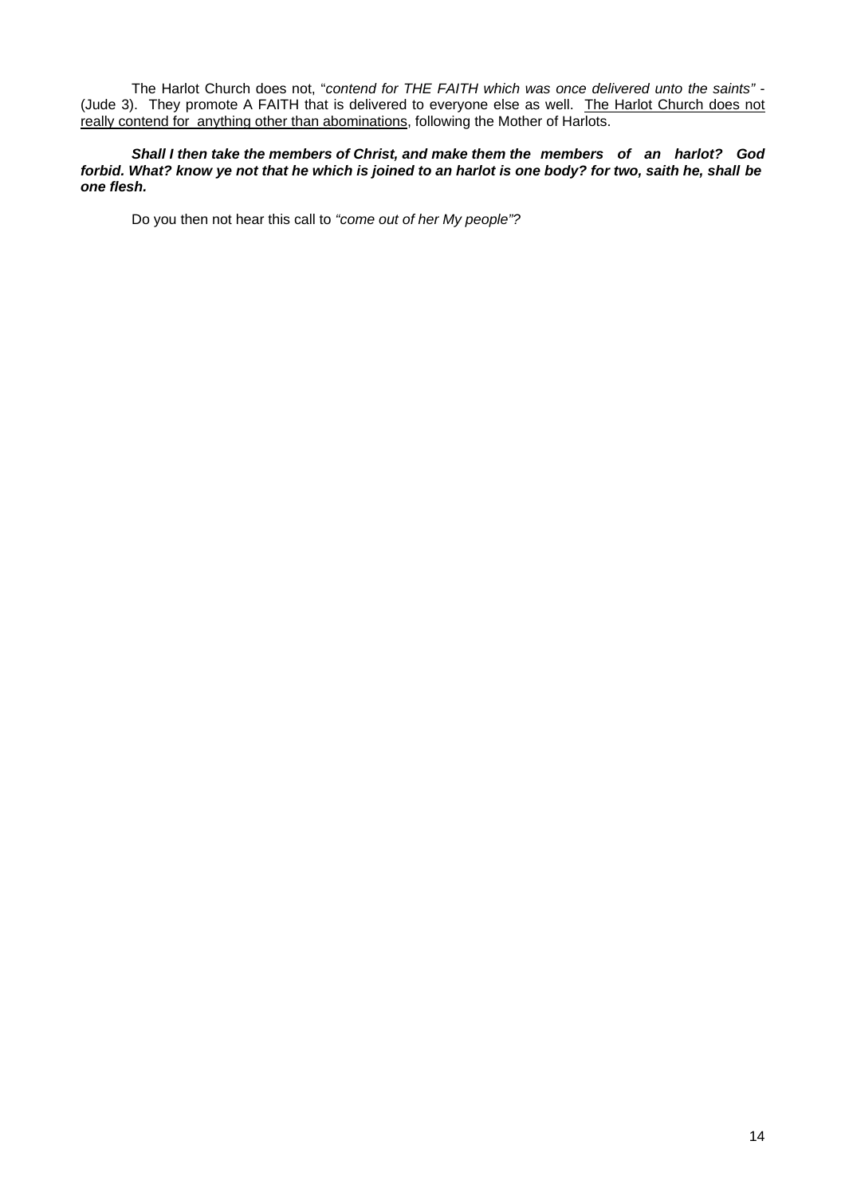The Harlot Church does not, "*contend for THE FAITH which was once delivered unto the saints"* - (Jude 3). They promote A FAITH that is delivered to everyone else as well. <u>The Harlot Church does not really contend for anything other than abominations</u>, following the Mother of Harlots.

***Shall I then take the members of Christ, and make them the members of an harlot? God forbid. What? know ye not that he which is joined to an harlot is one body? for two, saith he, shall be one flesh.***

Do you then not hear this call to *"come out of her My people"?*